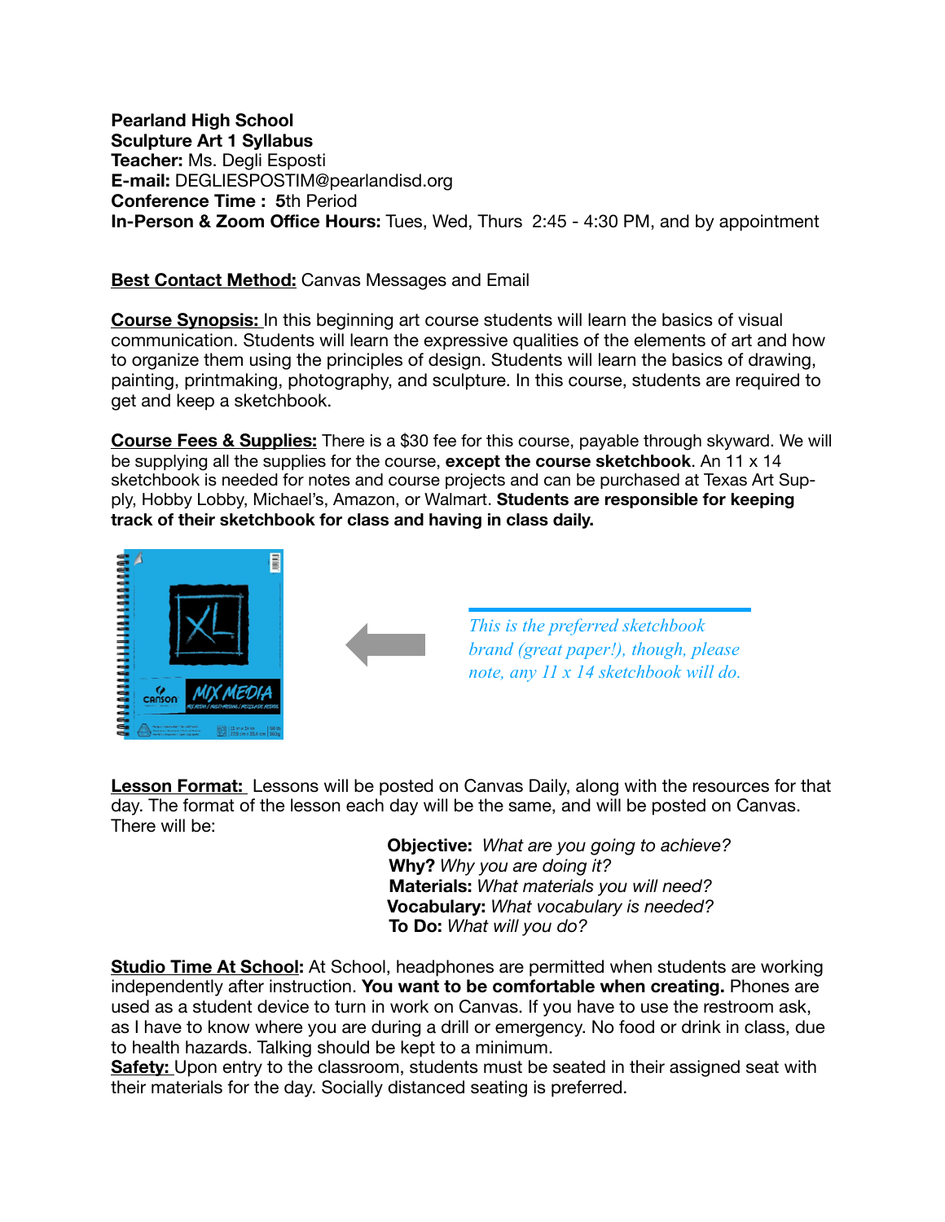**Pearland High School**
**Sculpture Art 1 Syllabus**
**Teacher:** Ms. Degli Esposti
**E-mail:** DEGLIESPOSTIM@pearlandisd.org
**Conference Time :** 5th Period
**In-Person & Zoom Office Hours:** Tues, Wed, Thurs 2:45 - 4:30 PM, and by appointment

**Best Contact Method:** Canvas Messages and Email

**Course Synopsis:** In this beginning art course students will learn the basics of visual communication. Students will learn the expressive qualities of the elements of art and how to organize them using the principles of design. Students will learn the basics of drawing, painting, printmaking, photography, and sculpture. In this course, students are required to get and keep a sketchbook.

**Course Fees & Supplies:** There is a $30 fee for this course, payable through skyward. We will be supplying all the supplies for the course, **except the course sketchbook**. An 11 x 14 sketchbook is needed for notes and course projects and can be purchased at Texas Art Supply, Hobby Lobby, Michael's, Amazon, or Walmart. **Students are responsible for keeping track of their sketchbook for class and having in class daily.**

*This is the preferred sketchbook brand (great paper!), though, please note, any 11 x 14 sketchbook will do.*

**Lesson Format:** Lessons will be posted on Canvas Daily, along with the resources for that day. The format of the lesson each day will be the same, and will be posted on Canvas. There will be:

**Objective:** *What are you going to achieve?*
**Why?** *Why you are doing it?*
**Materials:** *What materials you will need?*
**Vocabulary:** *What vocabulary is needed?*
**To Do:** *What will you do?*

**Studio Time At School:** At School, headphones are permitted when students are working independently after instruction. **You want to be comfortable when creating.** Phones are used as a student device to turn in work on Canvas. If you have to use the restroom ask, as I have to know where you are during a drill or emergency. No food or drink in class, due to health hazards. Talking should be kept to a minimum.

**Safety:** Upon entry to the classroom, students must be seated in their assigned seat with their materials for the day. Socially distanced seating is preferred.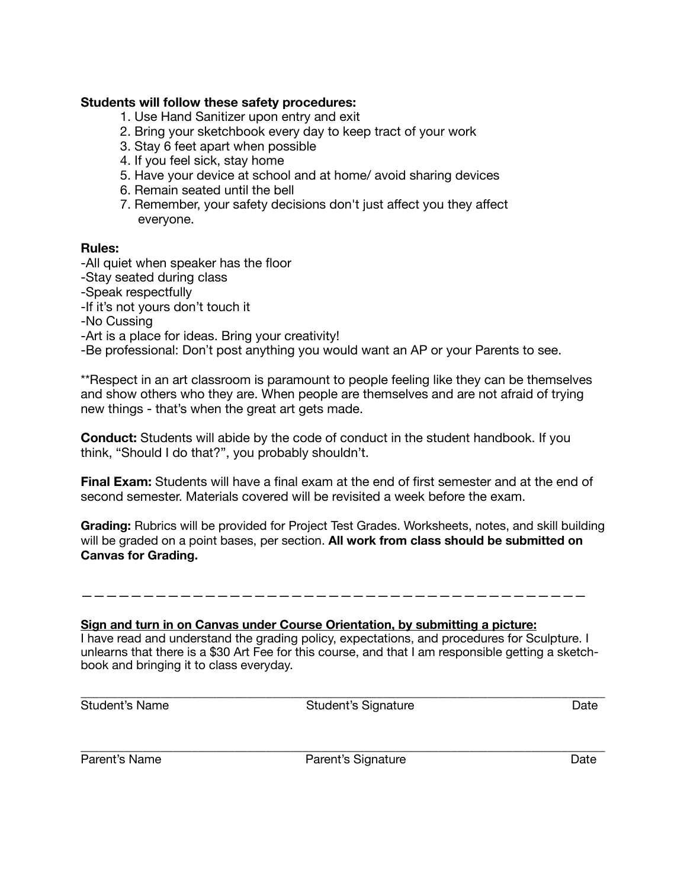**Students will follow these safety procedures:**

1. Use Hand Sanitizer upon entry and exit
2. Bring your sketchbook every day to keep tract of your work
3. Stay 6 feet apart when possible
4. If you feel sick, stay home
5. Have your device at school and at home/ avoid sharing devices
6. Remain seated until the bell
7. Remember, your safety decisions don't just affect you they affect everyone.

**Rules:**

-All quiet when speaker has the floor
-Stay seated during class
-Speak respectfully
-If it's not yours don't touch it
-No Cussing
-Art is a place for ideas. Bring your creativity!
-Be professional: Don't post anything you would want an AP or your Parents to see.

**Respect in an art classroom is paramount to people feeling like they can be themselves and show others who they are. When people are themselves and are not afraid of trying new things - that's when the great art gets made.

**Conduct:** Students will abide by the code of conduct in the student handbook. If you think, "Should I do that?", you probably shouldn't.

**Final Exam:** Students will have a final exam at the end of first semester and at the end of second semester. Materials covered will be revisited a week before the exam.

**Grading:** Rubrics will be provided for Project Test Grades. Worksheets, notes, and skill building will be graded on a point bases, per section. **All work from class should be submitted on Canvas for Grading.**

---

**Sign and turn in on Canvas under Course Orientation, by submitting a picture:**

I have read and understand the grading policy, expectations, and procedures for Sculpture. I unlearns that there is a $30 Art Fee for this course, and that I am responsible getting a sketch-book and bringing it to class everyday.

\_\_\_\_\_\_\_\_\_\_\_\_\_\_\_\_\_\_\_\_\_\_\_\_\_\_\_\_\_\_\_\_\_\_\_\_\_\_\_\_\_\_\_\_\_\_\_\_\_\_\_\_\_\_\_\_\_\_\_\_\_\_\_\_\_\_\_\_\_\_

Student's Name Student's Signature Date

\_\_\_\_\_\_\_\_\_\_\_\_\_\_\_\_\_\_\_\_\_\_\_\_\_\_\_\_\_\_\_\_\_\_\_\_\_\_\_\_\_\_\_\_\_\_\_\_\_\_\_\_\_\_\_\_\_\_\_\_\_\_\_\_\_\_\_\_\_\_

Parent's Name Parent's Signature Date